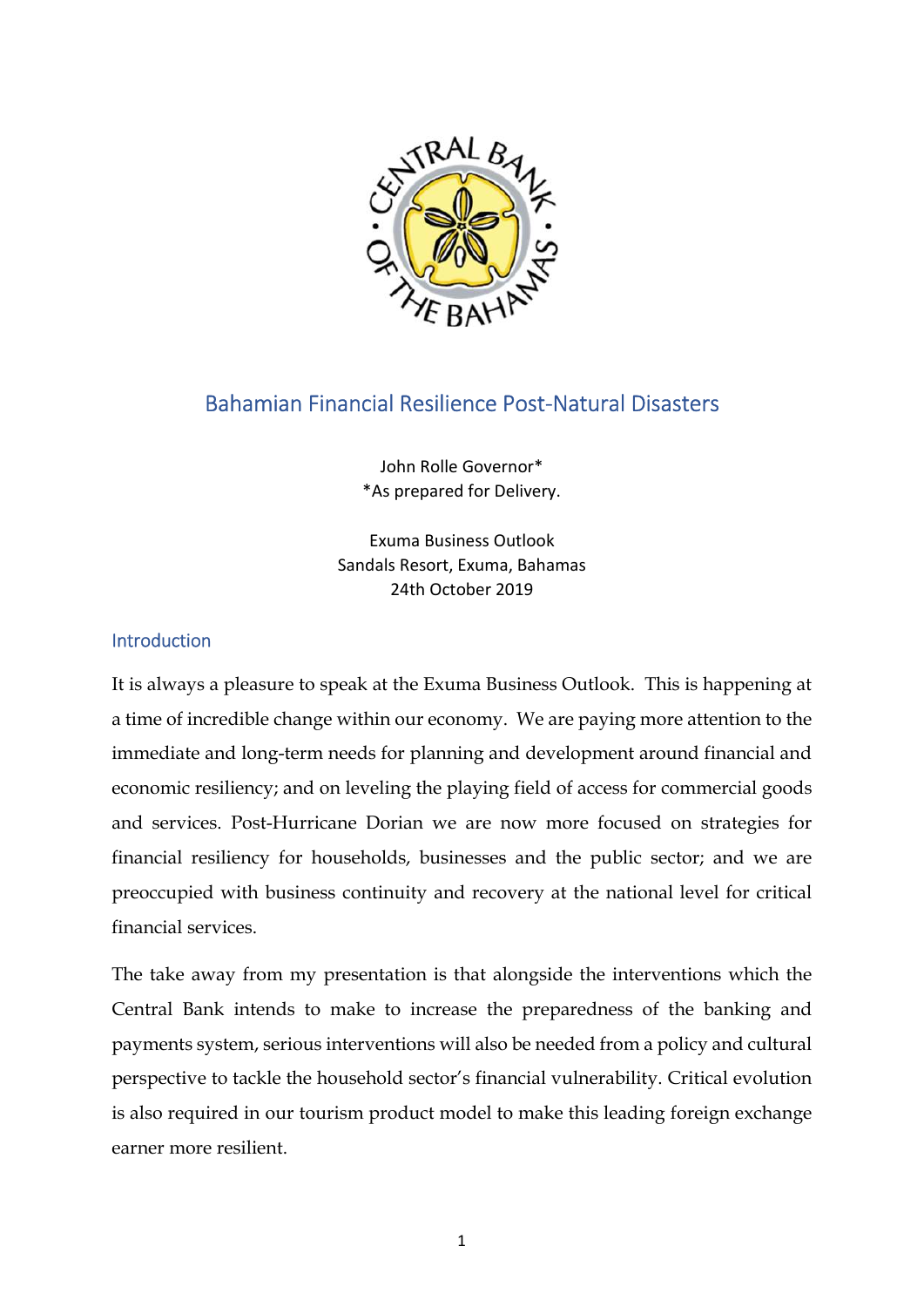# Bahamian Financial Resilience Post-Natural Disasters

John Rolle Governor*
*As prepared for Delivery.

Exuma Business Outlook
Sandals Resort, Exuma, Bahamas
24th October 2019

## Introduction

It is always a pleasure to speak at the Exuma Business Outlook. This is happening at a time of incredible change within our economy. We are paying more attention to the immediate and long-term needs for planning and development around financial and economic resiliency; and on leveling the playing field of access for commercial goods and services. Post-Hurricane Dorian we are now more focused on strategies for financial resiliency for households, businesses and the public sector; and we are preoccupied with business continuity and recovery at the national level for critical financial services.

The take away from my presentation is that alongside the interventions which the Central Bank intends to make to increase the preparedness of the banking and payments system, serious interventions will also be needed from a policy and cultural perspective to tackle the household sector's financial vulnerability. Critical evolution is also required in our tourism product model to make this leading foreign exchange earner more resilient.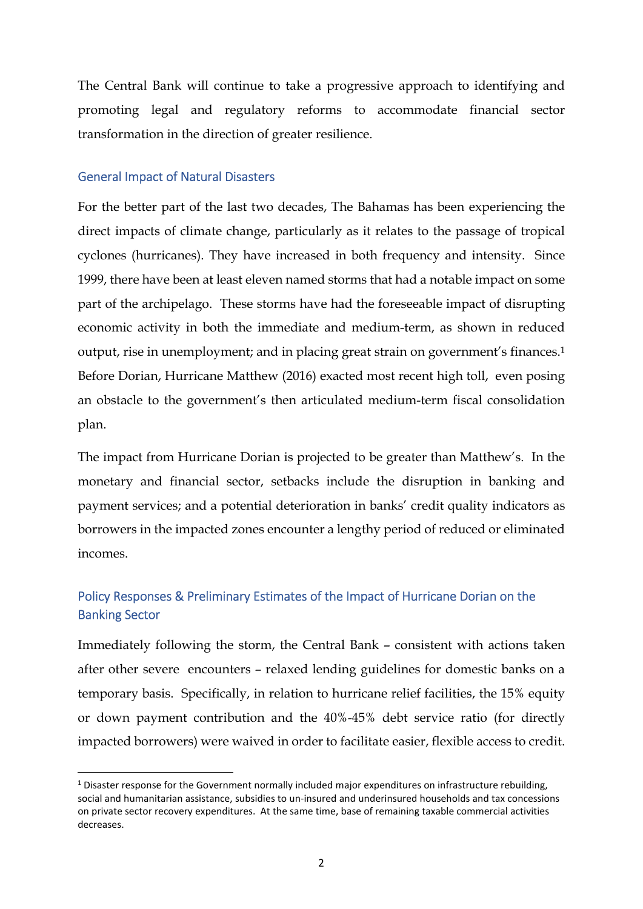The Central Bank will continue to take a progressive approach to identifying and promoting legal and regulatory reforms to accommodate financial sector transformation in the direction of greater resilience.

## General Impact of Natural Disasters

For the better part of the last two decades, The Bahamas has been experiencing the direct impacts of climate change, particularly as it relates to the passage of tropical cyclones (hurricanes). They have increased in both frequency and intensity. Since 1999, there have been at least eleven named storms that had a notable impact on some part of the archipelago. These storms have had the foreseeable impact of disrupting economic activity in both the immediate and medium-term, as shown in reduced output, rise in unemployment; and in placing great strain on government's finances.[1] Before Dorian, Hurricane Matthew (2016) exacted most recent high toll, even posing an obstacle to the government's then articulated medium-term fiscal consolidation plan.

The impact from Hurricane Dorian is projected to be greater than Matthew's. In the monetary and financial sector, setbacks include the disruption in banking and payment services; and a potential deterioration in banks' credit quality indicators as borrowers in the impacted zones encounter a lengthy period of reduced or eliminated incomes.

## Policy Responses & Preliminary Estimates of the Impact of Hurricane Dorian on the Banking Sector

Immediately following the storm, the Central Bank – consistent with actions taken after other severe encounters – relaxed lending guidelines for domestic banks on a temporary basis. Specifically, in relation to hurricane relief facilities, the 15% equity or down payment contribution and the 40%-45% debt service ratio (for directly impacted borrowers) were waived in order to facilitate easier, flexible access to credit.

---

[1] Disaster response for the Government normally included major expenditures on infrastructure rebuilding, social and humanitarian assistance, subsidies to un-insured and underinsured households and tax concessions on private sector recovery expenditures. At the same time, base of remaining taxable commercial activities decreases.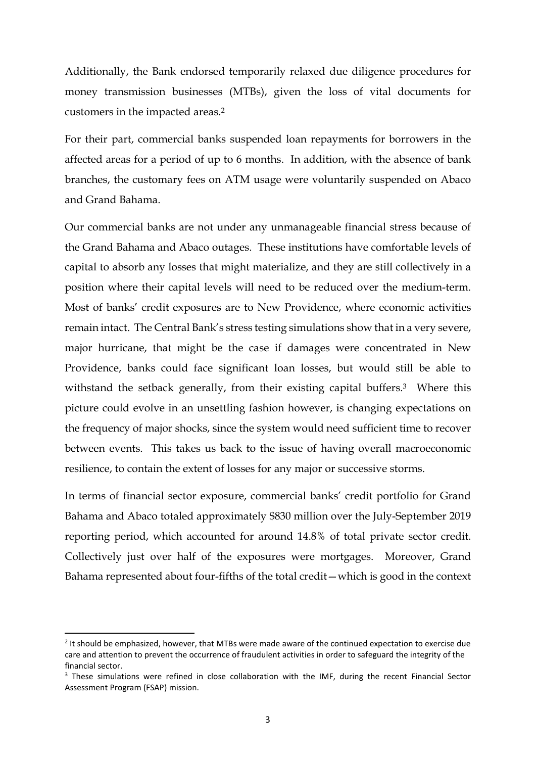Additionally, the Bank endorsed temporarily relaxed due diligence procedures for money transmission businesses (MTBs), given the loss of vital documents for customers in the impacted areas.[2]

For their part, commercial banks suspended loan repayments for borrowers in the affected areas for a period of up to 6 months. In addition, with the absence of bank branches, the customary fees on ATM usage were voluntarily suspended on Abaco and Grand Bahama.

Our commercial banks are not under any unmanageable financial stress because of the Grand Bahama and Abaco outages. These institutions have comfortable levels of capital to absorb any losses that might materialize, and they are still collectively in a position where their capital levels will need to be reduced over the medium-term. Most of banks' credit exposures are to New Providence, where economic activities remain intact. The Central Bank's stress testing simulations show that in a very severe, major hurricane, that might be the case if damages were concentrated in New Providence, banks could face significant loan losses, but would still be able to withstand the setback generally, from their existing capital buffers.[3] Where this picture could evolve in an unsettling fashion however, is changing expectations on the frequency of major shocks, since the system would need sufficient time to recover between events. This takes us back to the issue of having overall macroeconomic resilience, to contain the extent of losses for any major or successive storms.

In terms of financial sector exposure, commercial banks' credit portfolio for Grand Bahama and Abaco totaled approximately $830 million over the July-September 2019 reporting period, which accounted for around 14.8% of total private sector credit. Collectively just over half of the exposures were mortgages. Moreover, Grand Bahama represented about four-fifths of the total credit—which is good in the context

---

[2] It should be emphasized, however, that MTBs were made aware of the continued expectation to exercise due care and attention to prevent the occurrence of fraudulent activities in order to safeguard the integrity of the financial sector.

[3] These simulations were refined in close collaboration with the IMF, during the recent Financial Sector Assessment Program (FSAP) mission.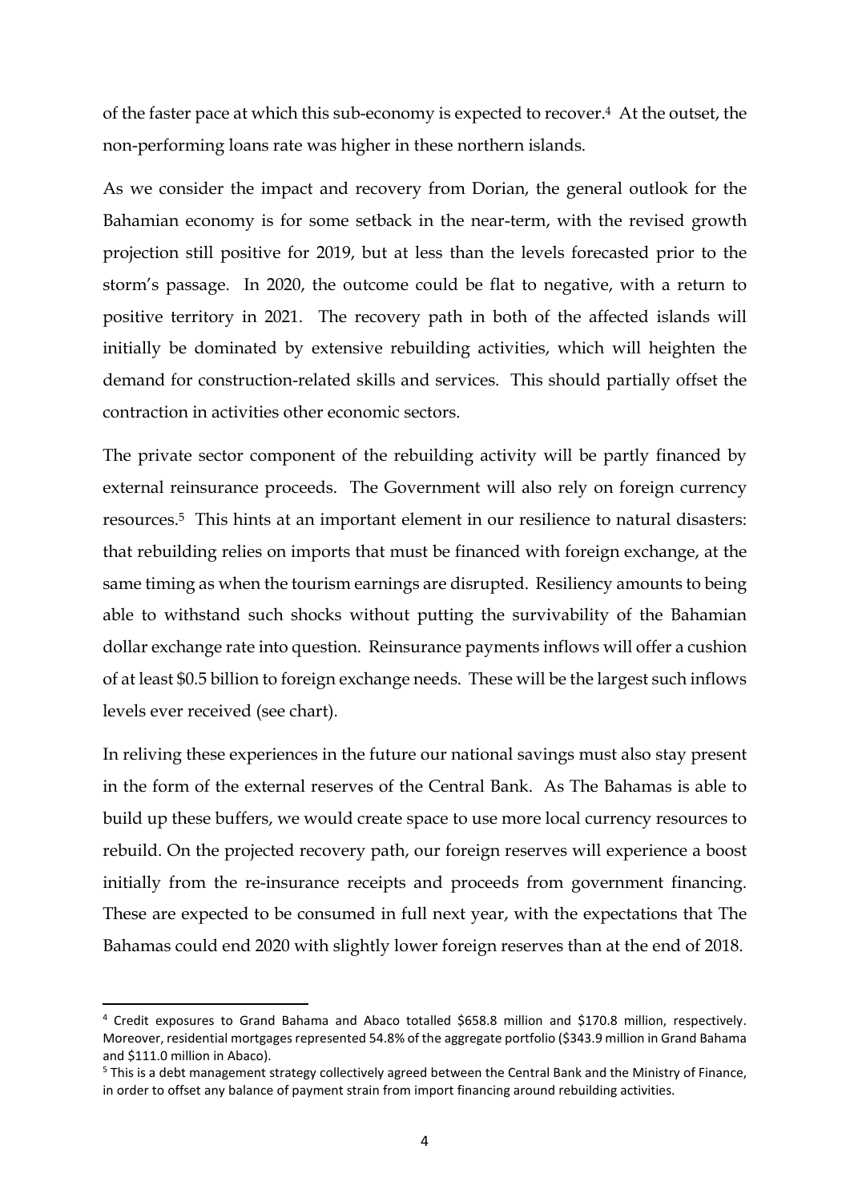of the faster pace at which this sub-economy is expected to recover.[4] At the outset, the non-performing loans rate was higher in these northern islands.

As we consider the impact and recovery from Dorian, the general outlook for the Bahamian economy is for some setback in the near-term, with the revised growth projection still positive for 2019, but at less than the levels forecasted prior to the storm's passage. In 2020, the outcome could be flat to negative, with a return to positive territory in 2021. The recovery path in both of the affected islands will initially be dominated by extensive rebuilding activities, which will heighten the demand for construction-related skills and services. This should partially offset the contraction in activities other economic sectors.

The private sector component of the rebuilding activity will be partly financed by external reinsurance proceeds. The Government will also rely on foreign currency resources.[5] This hints at an important element in our resilience to natural disasters: that rebuilding relies on imports that must be financed with foreign exchange, at the same timing as when the tourism earnings are disrupted. Resiliency amounts to being able to withstand such shocks without putting the survivability of the Bahamian dollar exchange rate into question. Reinsurance payments inflows will offer a cushion of at least \$0.5 billion to foreign exchange needs. These will be the largest such inflows levels ever received (see chart).

In reliving these experiences in the future our national savings must also stay present in the form of the external reserves of the Central Bank. As The Bahamas is able to build up these buffers, we would create space to use more local currency resources to rebuild. On the projected recovery path, our foreign reserves will experience a boost initially from the re-insurance receipts and proceeds from government financing. These are expected to be consumed in full next year, with the expectations that The Bahamas could end 2020 with slightly lower foreign reserves than at the end of 2018.

---

[4] Credit exposures to Grand Bahama and Abaco totalled \$658.8 million and \$170.8 million, respectively. Moreover, residential mortgages represented 54.8% of the aggregate portfolio (\$343.9 million in Grand Bahama and \$111.0 million in Abaco).

[5] This is a debt management strategy collectively agreed between the Central Bank and the Ministry of Finance, in order to offset any balance of payment strain from import financing around rebuilding activities.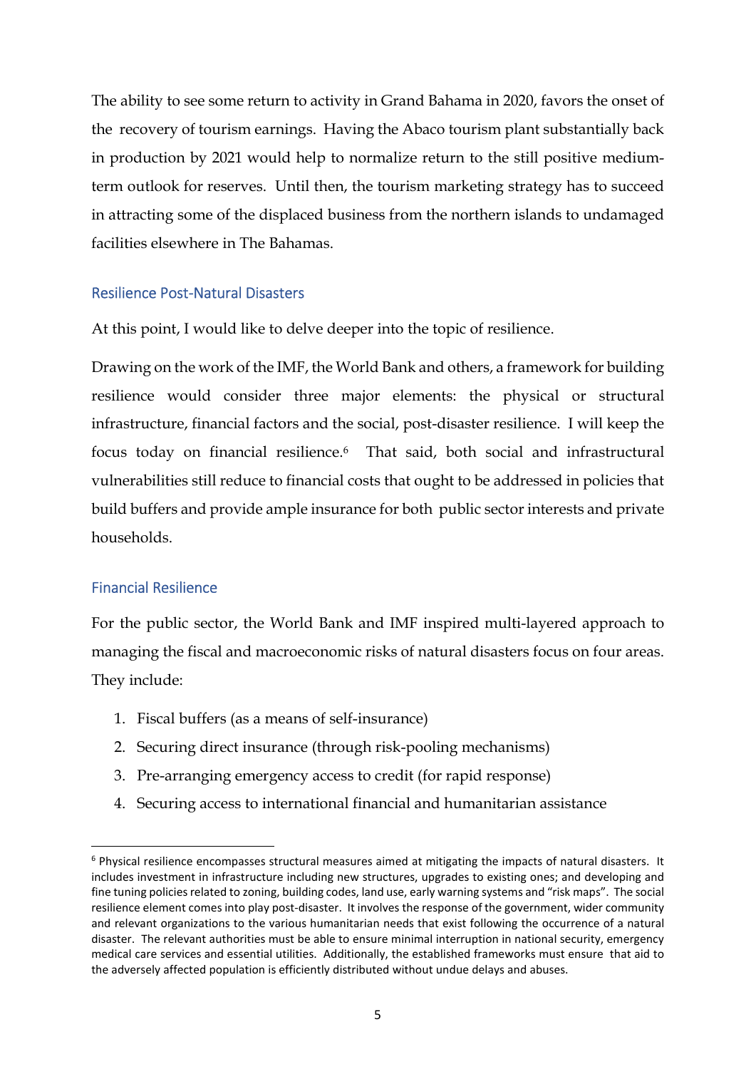The ability to see some return to activity in Grand Bahama in 2020, favors the onset of the recovery of tourism earnings. Having the Abaco tourism plant substantially back in production by 2021 would help to normalize return to the still positive medium-term outlook for reserves. Until then, the tourism marketing strategy has to succeed in attracting some of the displaced business from the northern islands to undamaged facilities elsewhere in The Bahamas.

## Resilience Post-Natural Disasters

At this point, I would like to delve deeper into the topic of resilience.

Drawing on the work of the IMF, the World Bank and others, a framework for building resilience would consider three major elements: the physical or structural infrastructure, financial factors and the social, post-disaster resilience. I will keep the focus today on financial resilience.[6] That said, both social and infrastructural vulnerabilities still reduce to financial costs that ought to be addressed in policies that build buffers and provide ample insurance for both public sector interests and private households.

## Financial Resilience

For the public sector, the World Bank and IMF inspired multi-layered approach to managing the fiscal and macroeconomic risks of natural disasters focus on four areas. They include:

1. Fiscal buffers (as a means of self-insurance)
2. Securing direct insurance (through risk-pooling mechanisms)
3. Pre-arranging emergency access to credit (for rapid response)
4. Securing access to international financial and humanitarian assistance

[6] Physical resilience encompasses structural measures aimed at mitigating the impacts of natural disasters. It includes investment in infrastructure including new structures, upgrades to existing ones; and developing and fine tuning policies related to zoning, building codes, land use, early warning systems and "risk maps". The social resilience element comes into play post-disaster. It involves the response of the government, wider community and relevant organizations to the various humanitarian needs that exist following the occurrence of a natural disaster. The relevant authorities must be able to ensure minimal interruption in national security, emergency medical care services and essential utilities. Additionally, the established frameworks must ensure that aid to the adversely affected population is efficiently distributed without undue delays and abuses.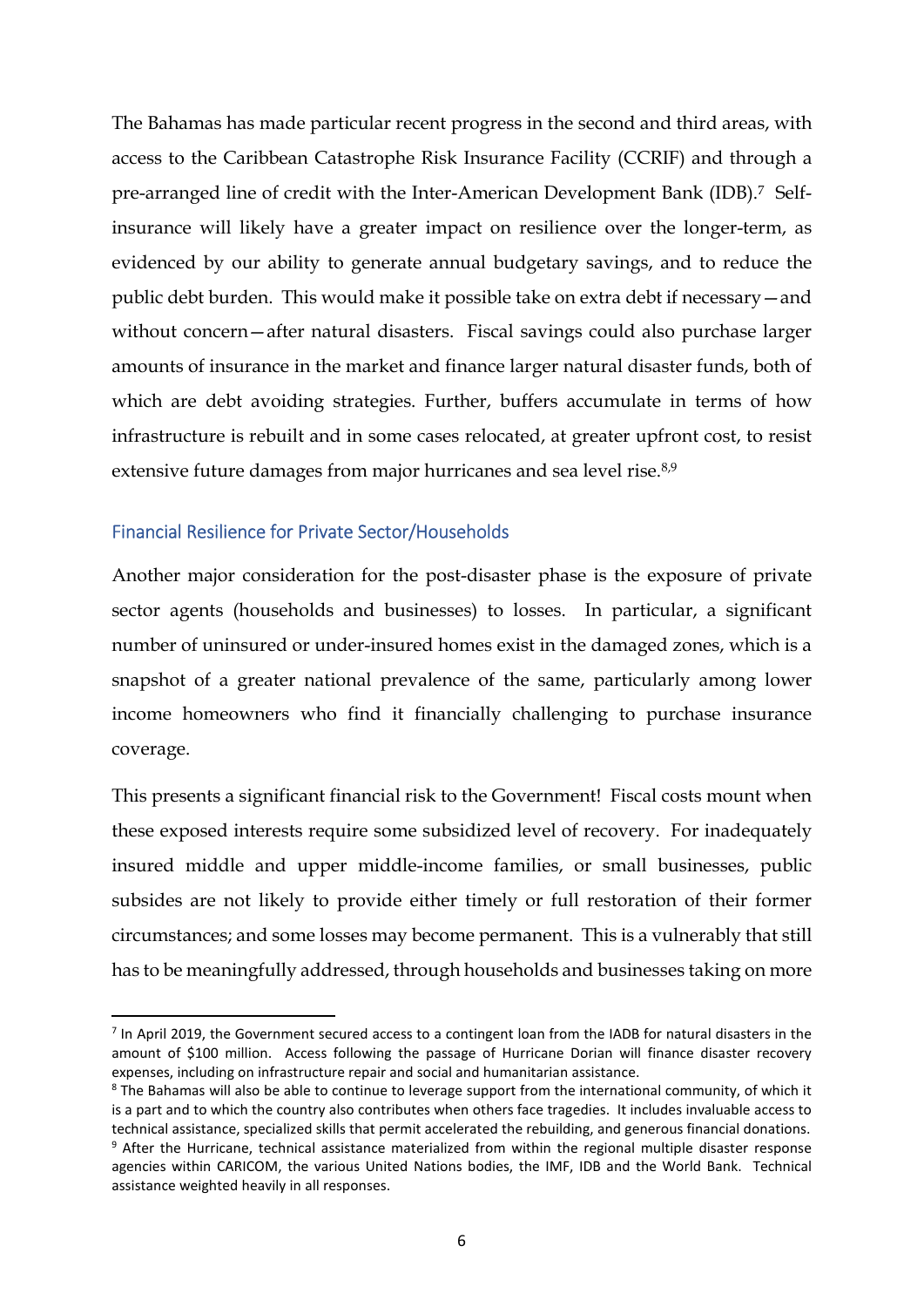The Bahamas has made particular recent progress in the second and third areas, with access to the Caribbean Catastrophe Risk Insurance Facility (CCRIF) and through a pre-arranged line of credit with the Inter-American Development Bank (IDB).[7] Self-insurance will likely have a greater impact on resilience over the longer-term, as evidenced by our ability to generate annual budgetary savings, and to reduce the public debt burden. This would make it possible take on extra debt if necessary—and without concern—after natural disasters. Fiscal savings could also purchase larger amounts of insurance in the market and finance larger natural disaster funds, both of which are debt avoiding strategies. Further, buffers accumulate in terms of how infrastructure is rebuilt and in some cases relocated, at greater upfront cost, to resist extensive future damages from major hurricanes and sea level rise.[8,9]

## Financial Resilience for Private Sector/Households

Another major consideration for the post-disaster phase is the exposure of private sector agents (households and businesses) to losses. In particular, a significant number of uninsured or under-insured homes exist in the damaged zones, which is a snapshot of a greater national prevalence of the same, particularly among lower income homeowners who find it financially challenging to purchase insurance coverage.

This presents a significant financial risk to the Government! Fiscal costs mount when these exposed interests require some subsidized level of recovery. For inadequately insured middle and upper middle-income families, or small businesses, public subsides are not likely to provide either timely or full restoration of their former circumstances; and some losses may become permanent. This is a vulnerably that still has to be meaningfully addressed, through households and businesses taking on more

---

[7] In April 2019, the Government secured access to a contingent loan from the IADB for natural disasters in the amount of $100 million. Access following the passage of Hurricane Dorian will finance disaster recovery expenses, including on infrastructure repair and social and humanitarian assistance.

[8] The Bahamas will also be able to continue to leverage support from the international community, of which it is a part and to which the country also contributes when others face tragedies. It includes invaluable access to technical assistance, specialized skills that permit accelerated the rebuilding, and generous financial donations.

[9] After the Hurricane, technical assistance materialized from within the regional multiple disaster response agencies within CARICOM, the various United Nations bodies, the IMF, IDB and the World Bank. Technical assistance weighted heavily in all responses.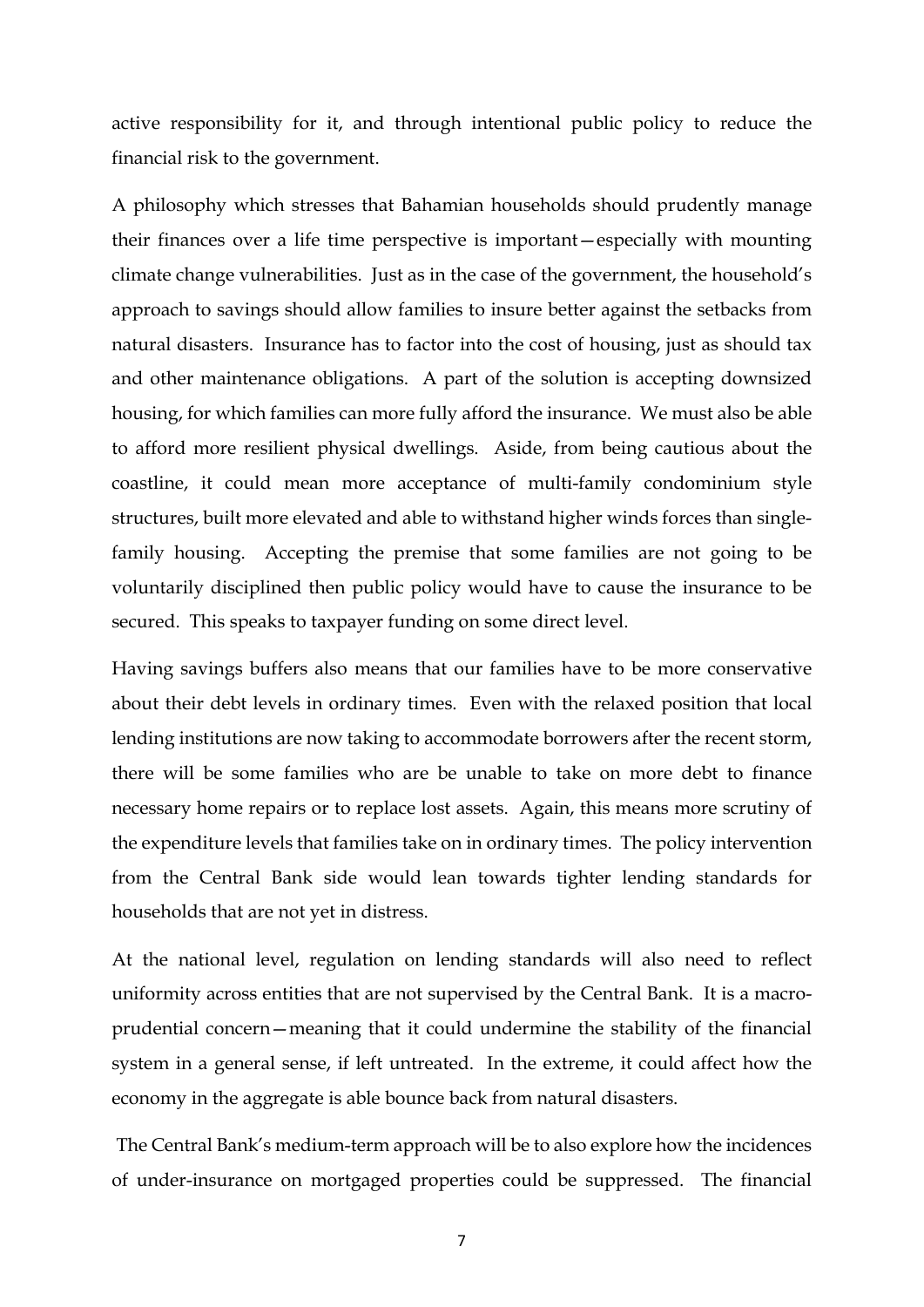active responsibility for it, and through intentional public policy to reduce the financial risk to the government.

A philosophy which stresses that Bahamian households should prudently manage their finances over a life time perspective is important—especially with mounting climate change vulnerabilities. Just as in the case of the government, the household's approach to savings should allow families to insure better against the setbacks from natural disasters. Insurance has to factor into the cost of housing, just as should tax and other maintenance obligations. A part of the solution is accepting downsized housing, for which families can more fully afford the insurance. We must also be able to afford more resilient physical dwellings. Aside, from being cautious about the coastline, it could mean more acceptance of multi-family condominium style structures, built more elevated and able to withstand higher winds forces than single-family housing. Accepting the premise that some families are not going to be voluntarily disciplined then public policy would have to cause the insurance to be secured. This speaks to taxpayer funding on some direct level.

Having savings buffers also means that our families have to be more conservative about their debt levels in ordinary times. Even with the relaxed position that local lending institutions are now taking to accommodate borrowers after the recent storm, there will be some families who are be unable to take on more debt to finance necessary home repairs or to replace lost assets. Again, this means more scrutiny of the expenditure levels that families take on in ordinary times. The policy intervention from the Central Bank side would lean towards tighter lending standards for households that are not yet in distress.

At the national level, regulation on lending standards will also need to reflect uniformity across entities that are not supervised by the Central Bank. It is a macro-prudential concern—meaning that it could undermine the stability of the financial system in a general sense, if left untreated. In the extreme, it could affect how the economy in the aggregate is able bounce back from natural disasters.

The Central Bank's medium-term approach will be to also explore how the incidences of under-insurance on mortgaged properties could be suppressed. The financial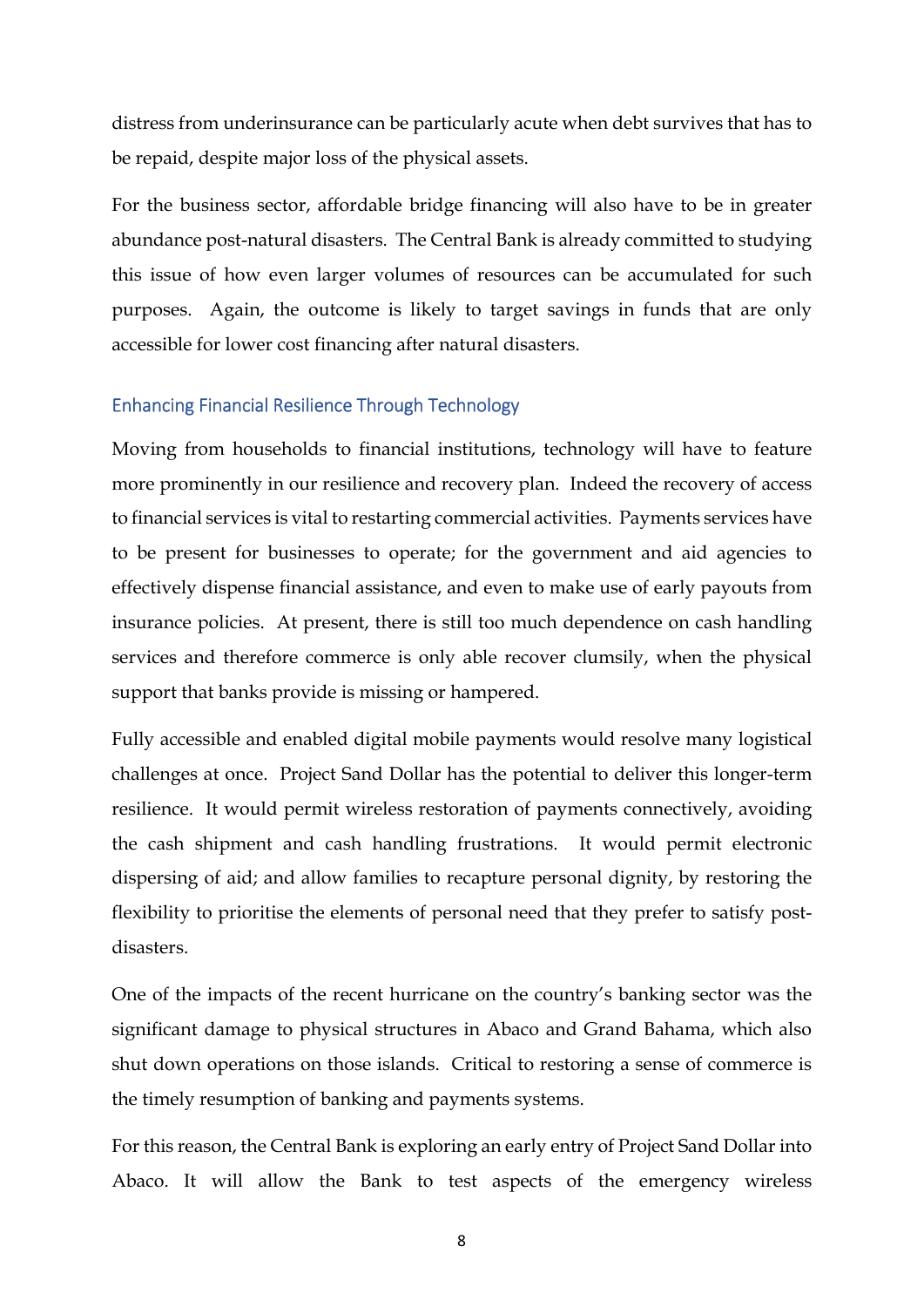distress from underinsurance can be particularly acute when debt survives that has to be repaid, despite major loss of the physical assets.

For the business sector, affordable bridge financing will also have to be in greater abundance post-natural disasters. The Central Bank is already committed to studying this issue of how even larger volumes of resources can be accumulated for such purposes. Again, the outcome is likely to target savings in funds that are only accessible for lower cost financing after natural disasters.

## Enhancing Financial Resilience Through Technology

Moving from households to financial institutions, technology will have to feature more prominently in our resilience and recovery plan. Indeed the recovery of access to financial services is vital to restarting commercial activities. Payments services have to be present for businesses to operate; for the government and aid agencies to effectively dispense financial assistance, and even to make use of early payouts from insurance policies. At present, there is still too much dependence on cash handling services and therefore commerce is only able recover clumsily, when the physical support that banks provide is missing or hampered.

Fully accessible and enabled digital mobile payments would resolve many logistical challenges at once. Project Sand Dollar has the potential to deliver this longer-term resilience. It would permit wireless restoration of payments connectively, avoiding the cash shipment and cash handling frustrations. It would permit electronic dispersing of aid; and allow families to recapture personal dignity, by restoring the flexibility to prioritise the elements of personal need that they prefer to satisfy post-disasters.

One of the impacts of the recent hurricane on the country's banking sector was the significant damage to physical structures in Abaco and Grand Bahama, which also shut down operations on those islands. Critical to restoring a sense of commerce is the timely resumption of banking and payments systems.

For this reason, the Central Bank is exploring an early entry of Project Sand Dollar into Abaco. It will allow the Bank to test aspects of the emergency wireless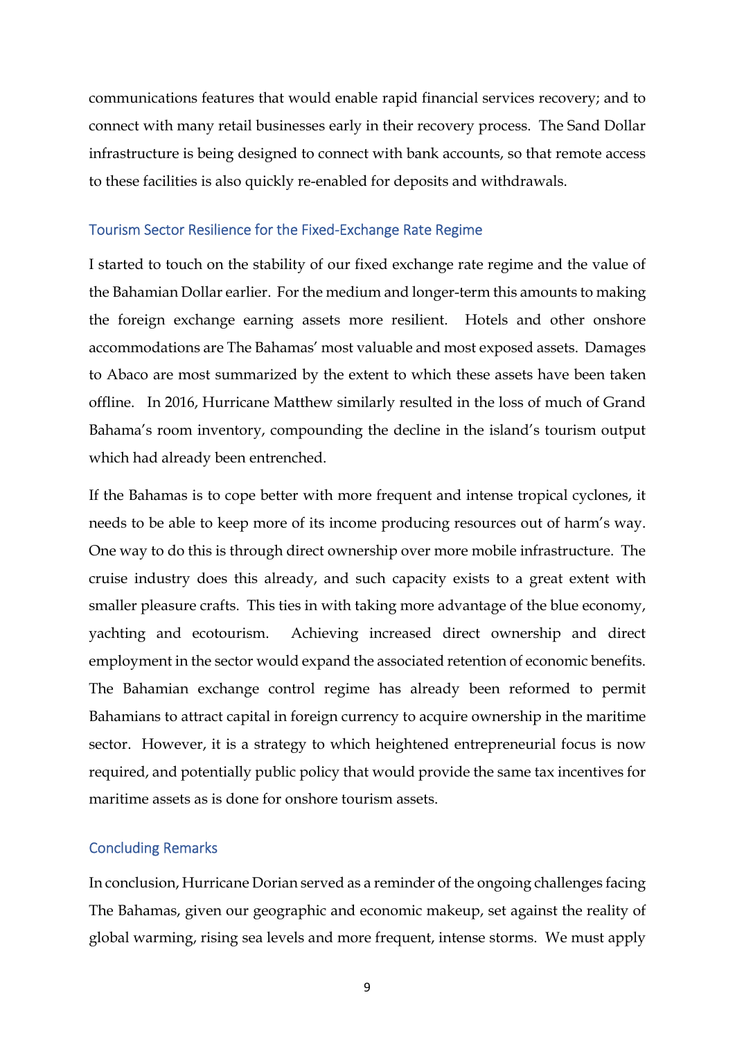communications features that would enable rapid financial services recovery; and to connect with many retail businesses early in their recovery process. The Sand Dollar infrastructure is being designed to connect with bank accounts, so that remote access to these facilities is also quickly re-enabled for deposits and withdrawals.

## Tourism Sector Resilience for the Fixed-Exchange Rate Regime

I started to touch on the stability of our fixed exchange rate regime and the value of the Bahamian Dollar earlier. For the medium and longer-term this amounts to making the foreign exchange earning assets more resilient. Hotels and other onshore accommodations are The Bahamas' most valuable and most exposed assets. Damages to Abaco are most summarized by the extent to which these assets have been taken offline. In 2016, Hurricane Matthew similarly resulted in the loss of much of Grand Bahama's room inventory, compounding the decline in the island's tourism output which had already been entrenched.

If the Bahamas is to cope better with more frequent and intense tropical cyclones, it needs to be able to keep more of its income producing resources out of harm's way. One way to do this is through direct ownership over more mobile infrastructure. The cruise industry does this already, and such capacity exists to a great extent with smaller pleasure crafts. This ties in with taking more advantage of the blue economy, yachting and ecotourism. Achieving increased direct ownership and direct employment in the sector would expand the associated retention of economic benefits. The Bahamian exchange control regime has already been reformed to permit Bahamians to attract capital in foreign currency to acquire ownership in the maritime sector. However, it is a strategy to which heightened entrepreneurial focus is now required, and potentially public policy that would provide the same tax incentives for maritime assets as is done for onshore tourism assets.

## Concluding Remarks

In conclusion, Hurricane Dorian served as a reminder of the ongoing challenges facing The Bahamas, given our geographic and economic makeup, set against the reality of global warming, rising sea levels and more frequent, intense storms. We must apply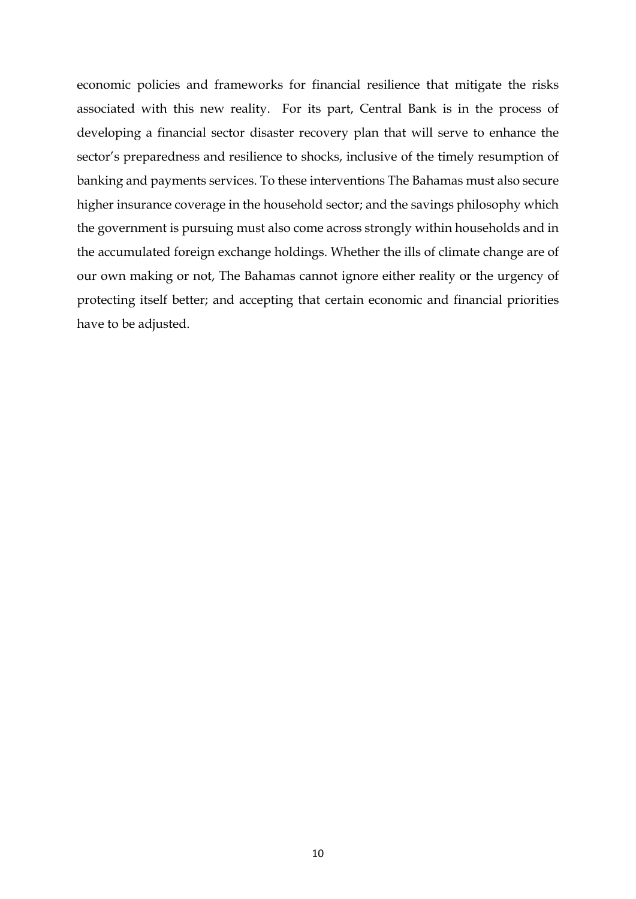economic policies and frameworks for financial resilience that mitigate the risks associated with this new reality. For its part, Central Bank is in the process of developing a financial sector disaster recovery plan that will serve to enhance the sector's preparedness and resilience to shocks, inclusive of the timely resumption of banking and payments services. To these interventions The Bahamas must also secure higher insurance coverage in the household sector; and the savings philosophy which the government is pursuing must also come across strongly within households and in the accumulated foreign exchange holdings. Whether the ills of climate change are of our own making or not, The Bahamas cannot ignore either reality or the urgency of protecting itself better; and accepting that certain economic and financial priorities have to be adjusted.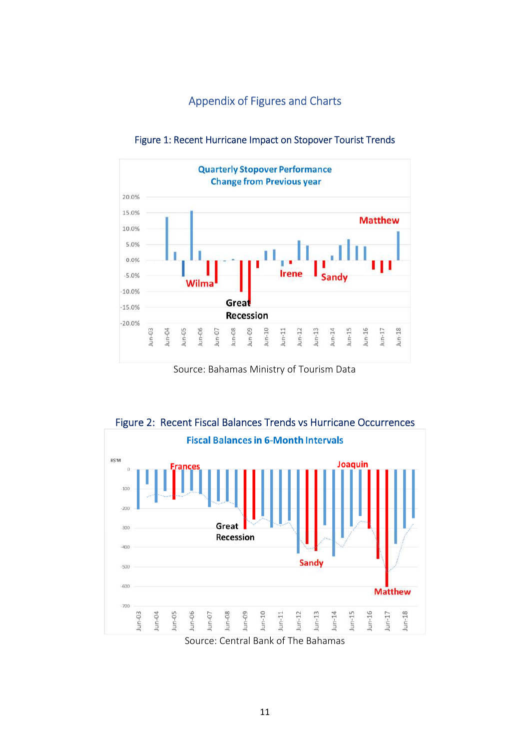## Appendix of Figures and Charts

### Figure 1: Recent Hurricane Impact on Stopover Tourist Trends

**Quarterly Stopover Performance**
**Change from Previous year**

Source: Bahamas Ministry of Tourism Data

### Figure 2: Recent Fiscal Balances Trends vs Hurricane Occurrences

**Fiscal Balances in 6-Month Intervals**

Source: Central Bank of The Bahamas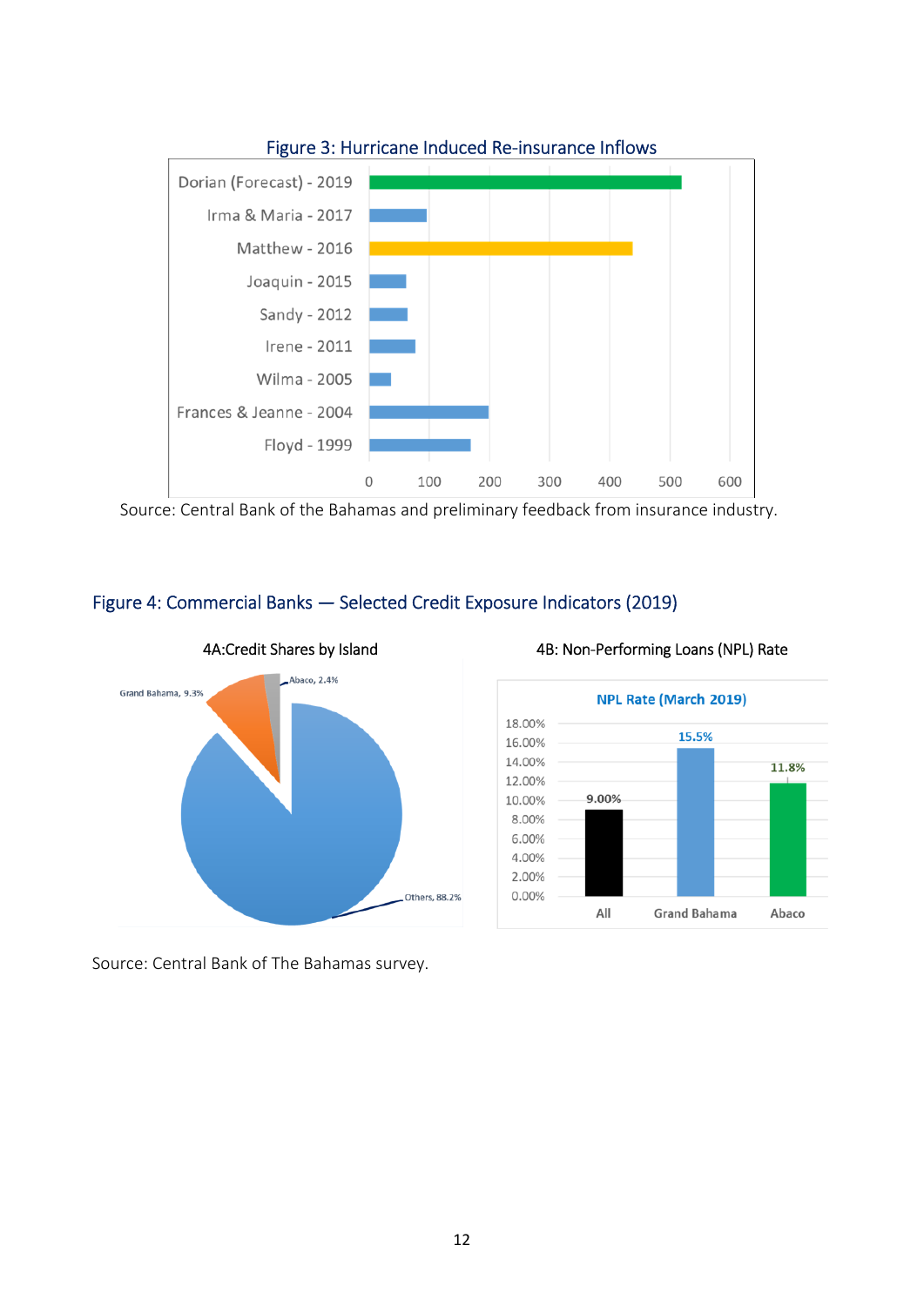Figure 3: Hurricane Induced Re-insurance Inflows

Dorian (Forecast) - 2019
Irma & Maria - 2017
Matthew - 2016
Joaquin - 2015
Sandy - 2012
Irene - 2011
Wilma - 2005
Frances & Jeanne - 2004
Floyd - 1999

0 100 200 300 400 500 600

Source: Central Bank of the Bahamas and preliminary feedback from insurance industry.

Figure 4: Commercial Banks — Selected Credit Exposure Indicators (2019)

4A:Credit Shares by Island

Grand Bahama, 9.3%
Abaco, 2.4%
Others, 88.2%

4B: Non-Performing Loans (NPL) Rate

NPL Rate (March 2019)

18.00%
16.00%
14.00%
12.00%
10.00%
8.00%
6.00%
4.00%
2.00%
0.00%

9.00%
15.5%
11.8%

All
Grand Bahama
Abaco

Source: Central Bank of The Bahamas survey.